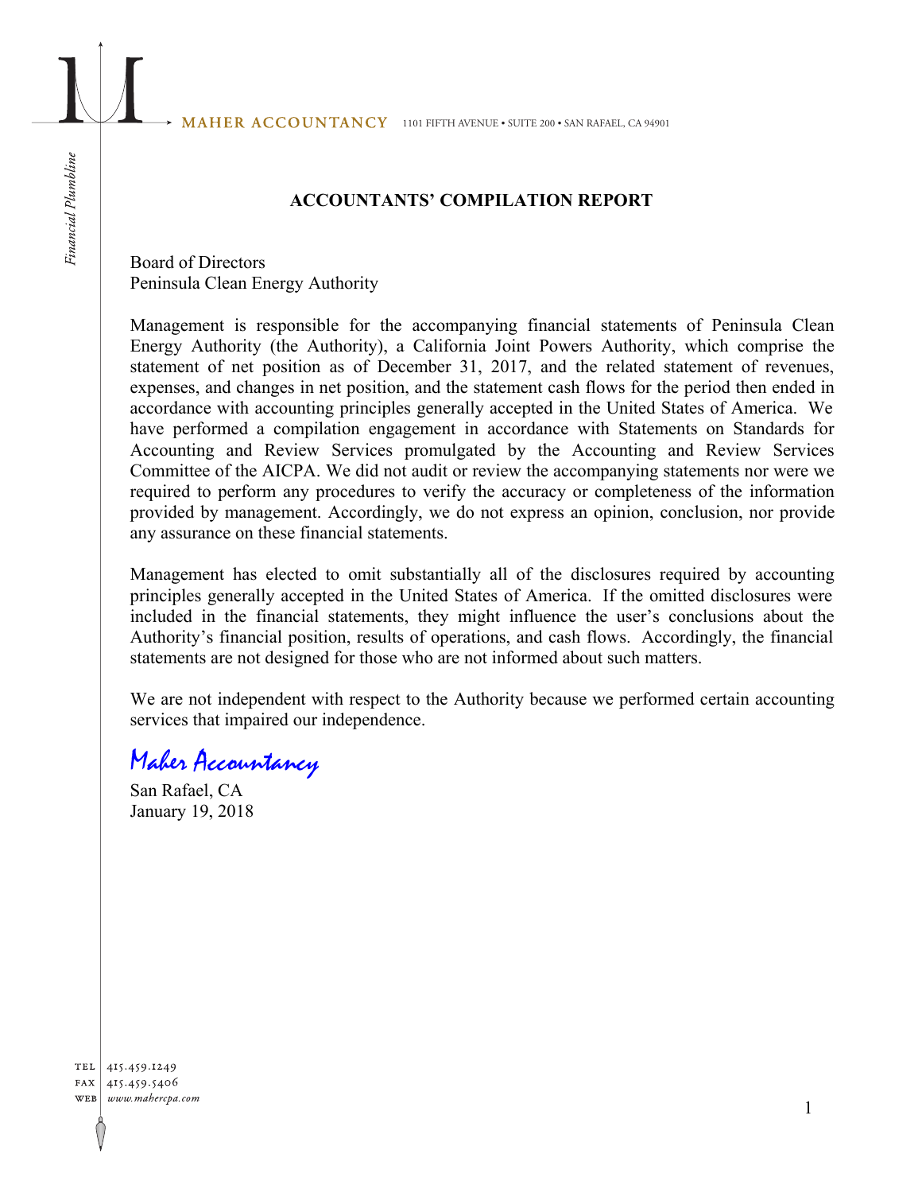MAHER ACCOUNTANCY 1101 FIFTH AVENUE • SUITE 200 • SAN RAFAEL, CA 94901

## ACCOUNTANTS' COMPILATION REPORT

Board of Directors
Peninsula Clean Energy Authority

Management is responsible for the accompanying financial statements of Peninsula Clean Energy Authority (the Authority), a California Joint Powers Authority, which comprise the statement of net position as of December 31, 2017, and the related statement of revenues, expenses, and changes in net position, and the statement cash flows for the period then ended in accordance with accounting principles generally accepted in the United States of America. We have performed a compilation engagement in accordance with Statements on Standards for Accounting and Review Services promulgated by the Accounting and Review Services Committee of the AICPA. We did not audit or review the accompanying statements nor were we required to perform any procedures to verify the accuracy or completeness of the information provided by management. Accordingly, we do not express an opinion, conclusion, nor provide any assurance on these financial statements.

Management has elected to omit substantially all of the disclosures required by accounting principles generally accepted in the United States of America. If the omitted disclosures were included in the financial statements, they might influence the user's conclusions about the Authority's financial position, results of operations, and cash flows. Accordingly, the financial statements are not designed for those who are not informed about such matters.

We are not independent with respect to the Authority because we performed certain accounting services that impaired our independence.

*Maher Accountancy*
San Rafael, CA
January 19, 2018

TEL 415.459.1249
FAX 415.459.5406
WEB www.mahercpa.com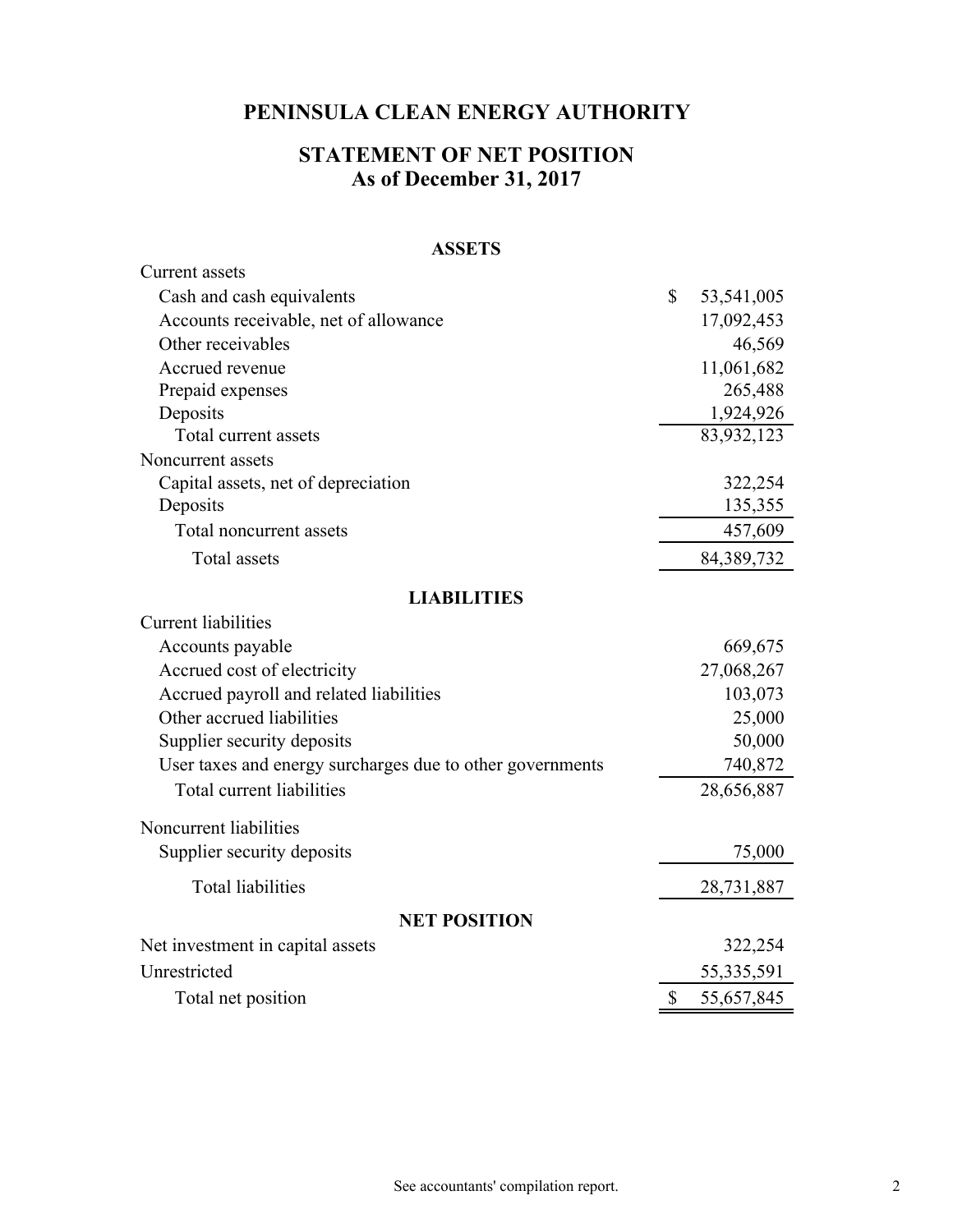# PENINSULA CLEAN ENERGY AUTHORITY

## STATEMENT OF NET POSITION
## As of December 31, 2017

| | |
|---|---|
| **ASSETS** | |
| Current assets | |
| Cash and cash equivalents | $ 53,541,005 |
| Accounts receivable, net of allowance | 17,092,453 |
| Other receivables | 46,569 |
| Accrued revenue | 11,061,682 |
| Prepaid expenses | 265,488 |
| Deposits | 1,924,926 |
| Total current assets | 83,932,123 |
| Noncurrent assets | |
| Capital assets, net of depreciation | 322,254 |
| Deposits | 135,355 |
| Total noncurrent assets | 457,609 |
| Total assets | 84,389,732 |
| **LIABILITIES** | |
| Current liabilities | |
| Accounts payable | 669,675 |
| Accrued cost of electricity | 27,068,267 |
| Accrued payroll and related liabilities | 103,073 |
| Other accrued liabilities | 25,000 |
| Supplier security deposits | 50,000 |
| User taxes and energy surcharges due to other governments | 740,872 |
| Total current liabilities | 28,656,887 |
| Noncurrent liabilities | |
| Supplier security deposits | 75,000 |
| Total liabilities | 28,731,887 |
| **NET POSITION** | |
| Net investment in capital assets | 322,254 |
| Unrestricted | 55,335,591 |
| Total net position | $ 55,657,845 |

See accountants' compilation report.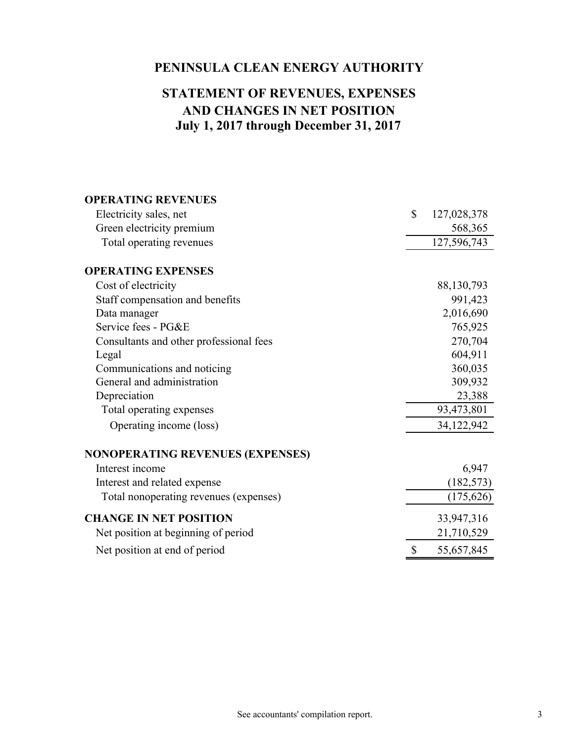# PENINSULA CLEAN ENERGY AUTHORITY

## STATEMENT OF REVENUES, EXPENSES AND CHANGES IN NET POSITION
## July 1, 2017 through December 31, 2017

| | |
|---|---|
| **OPERATING REVENUES** | |
| Electricity sales, net | $ 127,028,378 |
| Green electricity premium | 568,365 |
| Total operating revenues | 127,596,743 |
| **OPERATING EXPENSES** | |
| Cost of electricity | 88,130,793 |
| Staff compensation and benefits | 991,423 |
| Data manager | 2,016,690 |
| Service fees - PG&E | 765,925 |
| Consultants and other professional fees | 270,704 |
| Legal | 604,911 |
| Communications and noticing | 360,035 |
| General and administration | 309,932 |
| Depreciation | 23,388 |
| Total operating expenses | 93,473,801 |
| Operating income (loss) | 34,122,942 |
| **NONOPERATING REVENUES (EXPENSES)** | |
| Interest income | 6,947 |
| Interest and related expense | (182,573) |
| Total nonoperating revenues (expenses) | (175,626) |
| **CHANGE IN NET POSITION** | 33,947,316 |
| Net position at beginning of period | 21,710,529 |
| Net position at end of period | $ 55,657,845 |

See accountants' compilation report.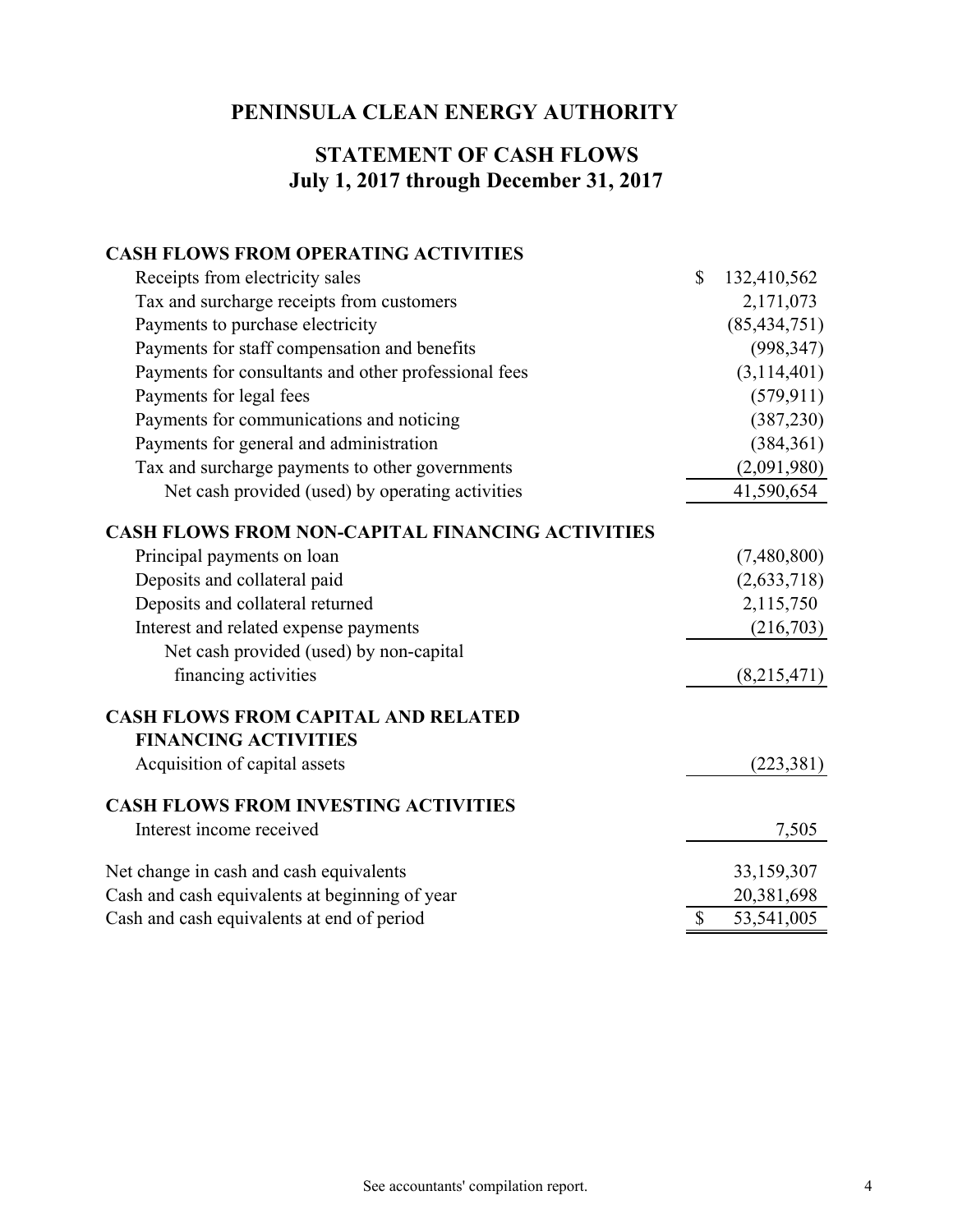# PENINSULA CLEAN ENERGY AUTHORITY

## STATEMENT OF CASH FLOWS
## July 1, 2017 through December 31, 2017

| | |
|---|---|
| **CASH FLOWS FROM OPERATING ACTIVITIES** | |
| Receipts from electricity sales | $ 132,410,562 |
| Tax and surcharge receipts from customers | 2,171,073 |
| Payments to purchase electricity | (85,434,751) |
| Payments for staff compensation and benefits | (998,347) |
| Payments for consultants and other professional fees | (3,114,401) |
| Payments for legal fees | (579,911) |
| Payments for communications and noticing | (387,230) |
| Payments for general and administration | (384,361) |
| Tax and surcharge payments to other governments | (2,091,980) |
| Net cash provided (used) by operating activities | 41,590,654 |
| **CASH FLOWS FROM NON-CAPITAL FINANCING ACTIVITIES** | |
| Principal payments on loan | (7,480,800) |
| Deposits and collateral paid | (2,633,718) |
| Deposits and collateral returned | 2,115,750 |
| Interest and related expense payments | (216,703) |
| Net cash provided (used) by non-capital financing activities | (8,215,471) |
| **CASH FLOWS FROM CAPITAL AND RELATED FINANCING ACTIVITIES** | |
| Acquisition of capital assets | (223,381) |
| **CASH FLOWS FROM INVESTING ACTIVITIES** | |
| Interest income received | 7,505 |
| Net change in cash and cash equivalents | 33,159,307 |
| Cash and cash equivalents at beginning of year | 20,381,698 |
| Cash and cash equivalents at end of period | $ 53,541,005 |

See accountants' compilation report.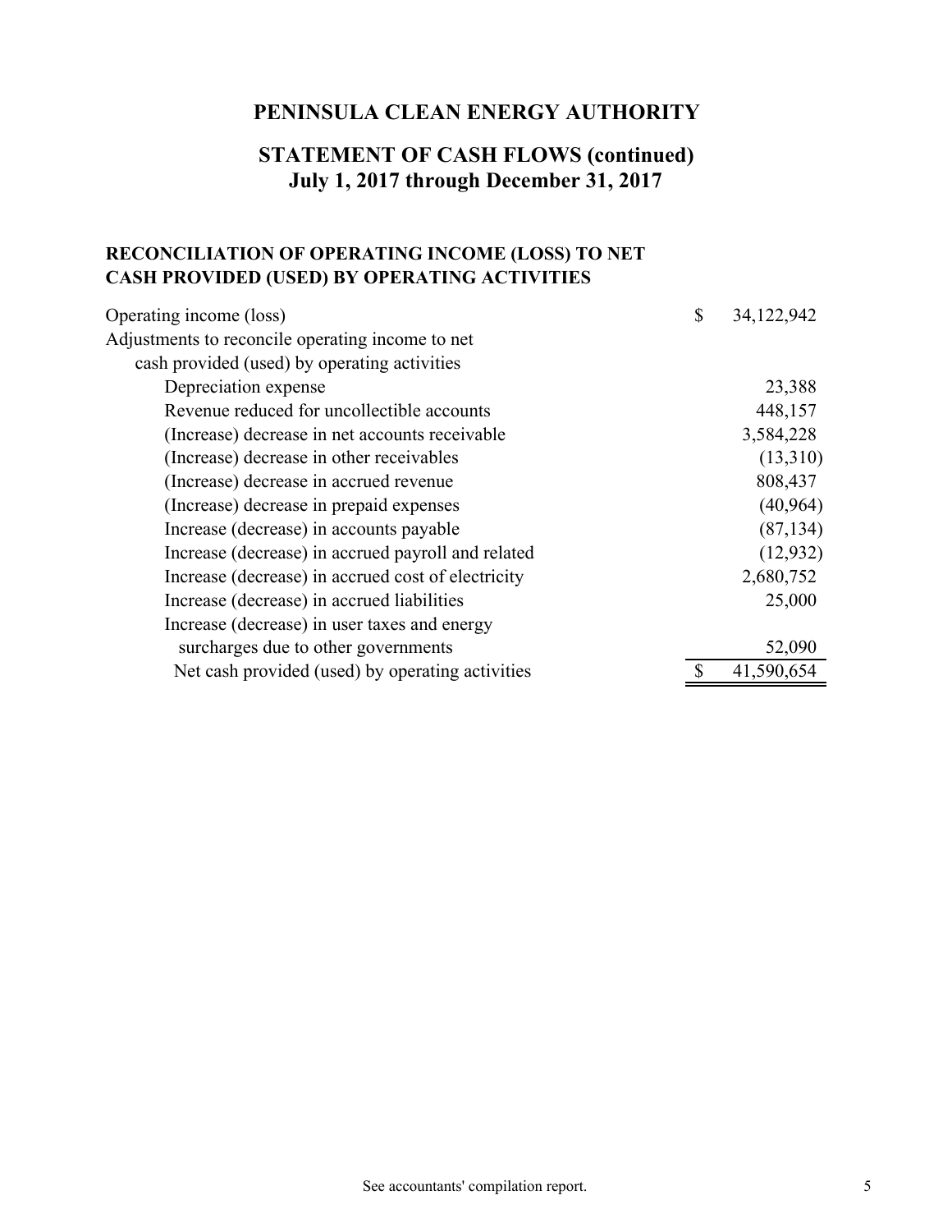# PENINSULA CLEAN ENERGY AUTHORITY

## STATEMENT OF CASH FLOWS (continued)
## July 1, 2017 through December 31, 2017

### RECONCILIATION OF OPERATING INCOME (LOSS) TO NET CASH PROVIDED (USED) BY OPERATING ACTIVITIES

| | |
|---|---|
| Operating income (loss) | $ 34,122,942 |
| Adjustments to reconcile operating income to net cash provided (used) by operating activities | |
| Depreciation expense | 23,388 |
| Revenue reduced for uncollectible accounts | 448,157 |
| (Increase) decrease in net accounts receivable | 3,584,228 |
| (Increase) decrease in other receivables | (13,310) |
| (Increase) decrease in accrued revenue | 808,437 |
| (Increase) decrease in prepaid expenses | (40,964) |
| Increase (decrease) in accounts payable | (87,134) |
| Increase (decrease) in accrued payroll and related | (12,932) |
| Increase (decrease) in accrued cost of electricity | 2,680,752 |
| Increase (decrease) in accrued liabilities | 25,000 |
| Increase (decrease) in user taxes and energy surcharges due to other governments | 52,090 |
| Net cash provided (used) by operating activities | $ 41,590,654 |

See accountants' compilation report.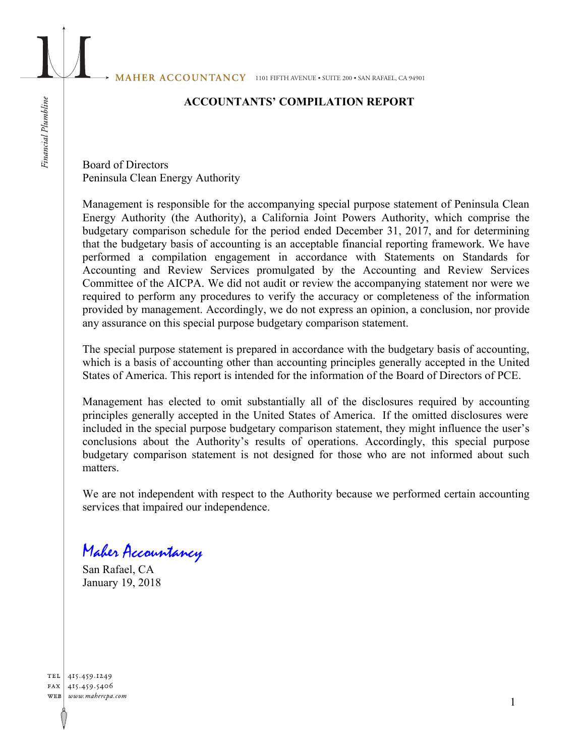MAHER ACCOUNTANCY 1101 FIFTH AVENUE • SUITE 200 • SAN RAFAEL, CA 94901

## ACCOUNTANTS' COMPILATION REPORT

Board of Directors
Peninsula Clean Energy Authority

Management is responsible for the accompanying special purpose statement of Peninsula Clean Energy Authority (the Authority), a California Joint Powers Authority, which comprise the budgetary comparison schedule for the period ended December 31, 2017, and for determining that the budgetary basis of accounting is an acceptable financial reporting framework. We have performed a compilation engagement in accordance with Statements on Standards for Accounting and Review Services promulgated by the Accounting and Review Services Committee of the AICPA. We did not audit or review the accompanying statement nor were we required to perform any procedures to verify the accuracy or completeness of the information provided by management. Accordingly, we do not express an opinion, a conclusion, nor provide any assurance on this special purpose budgetary comparison statement.

The special purpose statement is prepared in accordance with the budgetary basis of accounting, which is a basis of accounting other than accounting principles generally accepted in the United States of America. This report is intended for the information of the Board of Directors of PCE.

Management has elected to omit substantially all of the disclosures required by accounting principles generally accepted in the United States of America. If the omitted disclosures were included in the special purpose budgetary comparison statement, they might influence the user's conclusions about the Authority's results of operations. Accordingly, this special purpose budgetary comparison statement is not designed for those who are not informed about such matters.

We are not independent with respect to the Authority because we performed certain accounting services that impaired our independence.

*Maher Accountancy*
San Rafael, CA
January 19, 2018

TEL 415.459.1249
FAX 415.459.5406
WEB www.mahercpa.com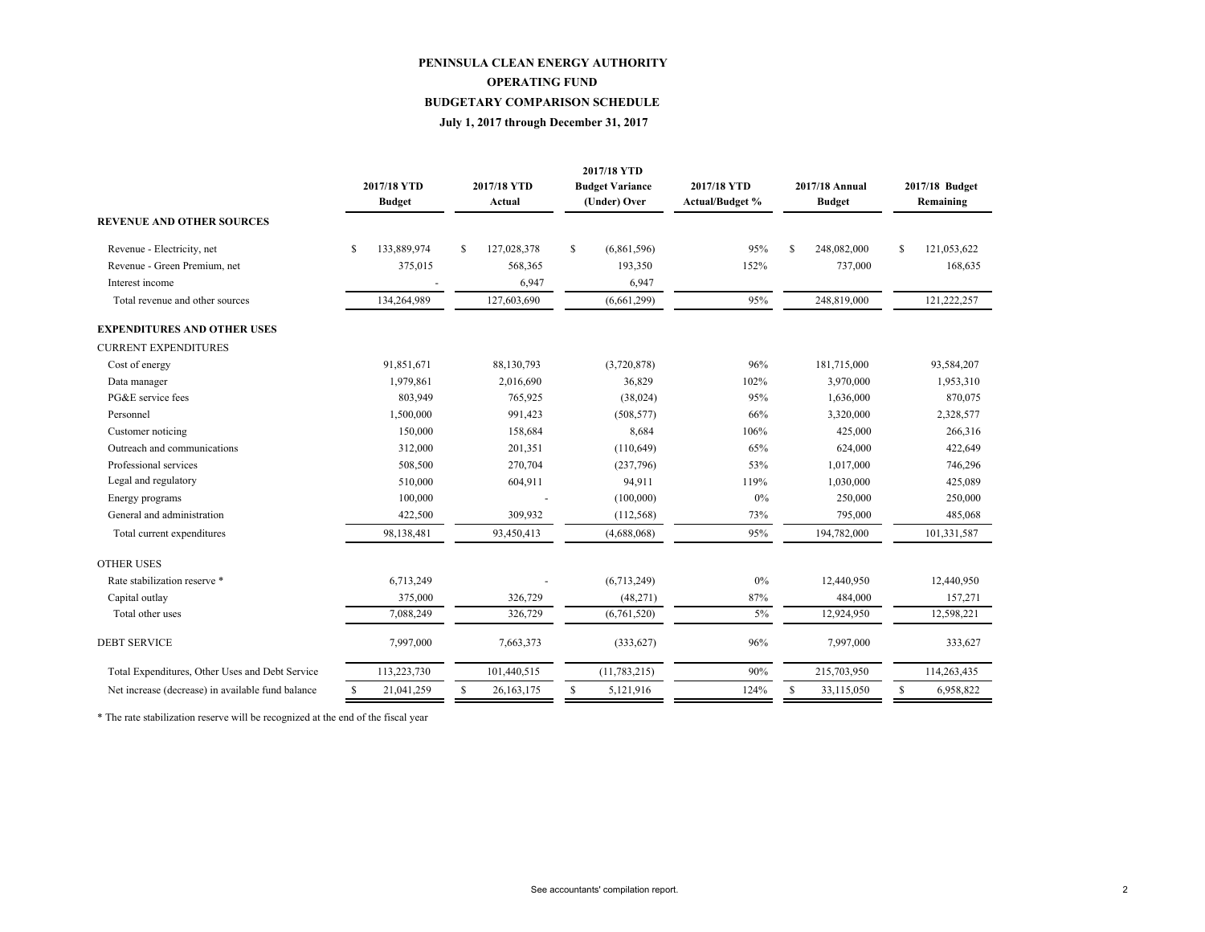# PENINSULA CLEAN ENERGY AUTHORITY

## OPERATING FUND

## BUDGETARY COMPARISON SCHEDULE

### July 1, 2017 through December 31, 2017

| | 2017/18 YTD Budget | 2017/18 YTD Actual | 2017/18 YTD Budget Variance (Under) Over | 2017/18 YTD Actual/Budget % | 2017/18 Annual Budget | 2017/18 Budget Remaining |
|---|---|---|---|---|---|---|
| **REVENUE AND OTHER SOURCES** | | | | | | |
| Revenue - Electricity, net | $ 133,889,974 | $ 127,028,378 | $ (6,861,596) | 95% | $ 248,082,000 | $ 121,053,622 |
| Revenue - Green Premium, net | 375,015 | 568,365 | 193,350 | 152% | 737,000 | 168,635 |
| Interest income | - | 6,947 | 6,947 | | | |
| Total revenue and other sources | 134,264,989 | 127,603,690 | (6,661,299) | 95% | 248,819,000 | 121,222,257 |
| **EXPENDITURES AND OTHER USES** | | | | | | |
| CURRENT EXPENDITURES | | | | | | |
| Cost of energy | 91,851,671 | 88,130,793 | (3,720,878) | 96% | 181,715,000 | 93,584,207 |
| Data manager | 1,979,861 | 2,016,690 | 36,829 | 102% | 3,970,000 | 1,953,310 |
| PG&E service fees | 803,949 | 765,925 | (38,024) | 95% | 1,636,000 | 870,075 |
| Personnel | 1,500,000 | 991,423 | (508,577) | 66% | 3,320,000 | 2,328,577 |
| Customer noticing | 150,000 | 158,684 | 8,684 | 106% | 425,000 | 266,316 |
| Outreach and communications | 312,000 | 201,351 | (110,649) | 65% | 624,000 | 422,649 |
| Professional services | 508,500 | 270,704 | (237,796) | 53% | 1,017,000 | 746,296 |
| Legal and regulatory | 510,000 | 604,911 | 94,911 | 119% | 1,030,000 | 425,089 |
| Energy programs | 100,000 | - | (100,000) | 0% | 250,000 | 250,000 |
| General and administration | 422,500 | 309,932 | (112,568) | 73% | 795,000 | 485,068 |
| Total current expenditures | 98,138,481 | 93,450,413 | (4,688,068) | 95% | 194,782,000 | 101,331,587 |
| OTHER USES | | | | | | |
| Rate stabilization reserve * | 6,713,249 | - | (6,713,249) | 0% | 12,440,950 | 12,440,950 |
| Capital outlay | 375,000 | 326,729 | (48,271) | 87% | 484,000 | 157,271 |
| Total other uses | 7,088,249 | 326,729 | (6,761,520) | 5% | 12,924,950 | 12,598,221 |
| DEBT SERVICE | 7,997,000 | 7,663,373 | (333,627) | 96% | 7,997,000 | 333,627 |
| Total Expenditures, Other Uses and Debt Service | 113,223,730 | 101,440,515 | (11,783,215) | 90% | 215,703,950 | 114,263,435 |
| Net increase (decrease) in available fund balance | $ 21,041,259 | $ 26,163,175 | $ 5,121,916 | 124% | $ 33,115,050 | $ 6,958,822 |

* The rate stabilization reserve will be recognized at the end of the fiscal year

See accountants' compilation report.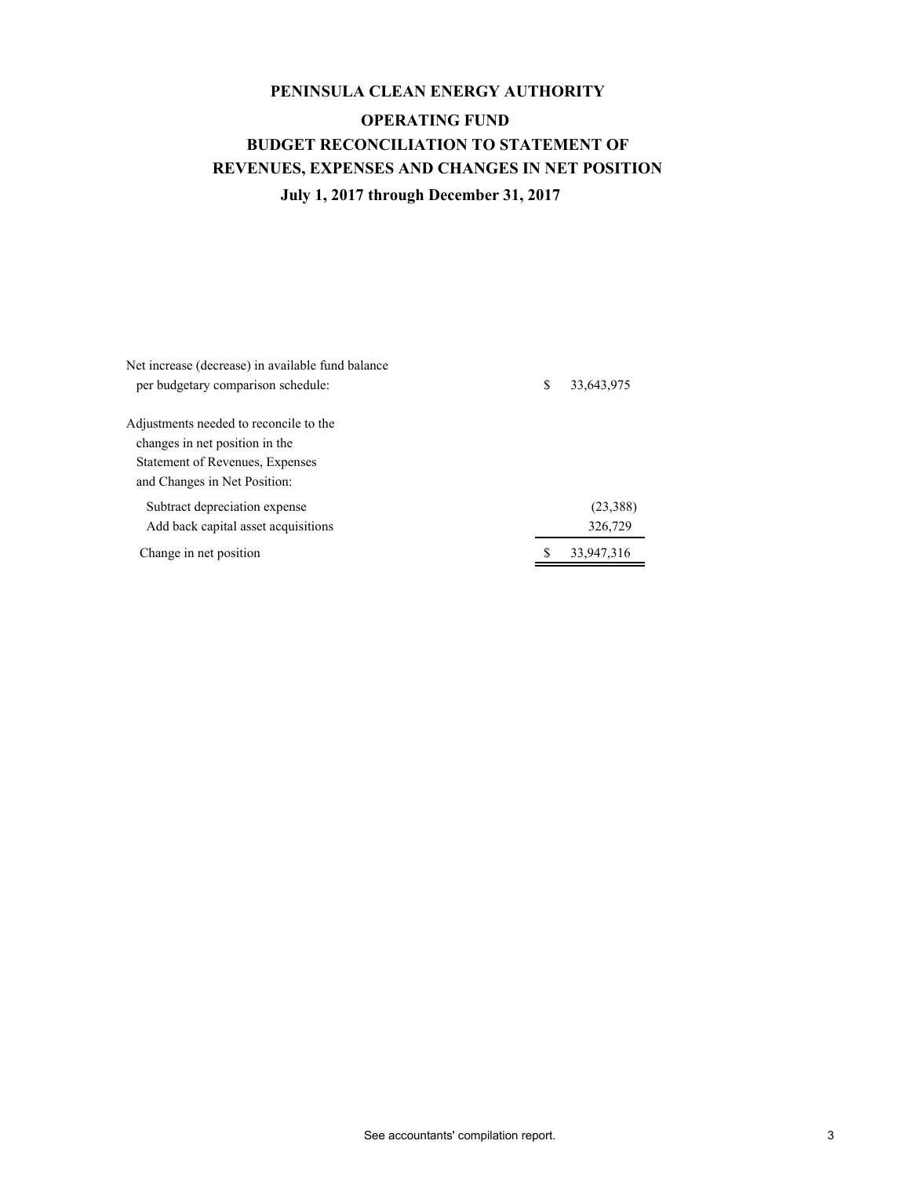# PENINSULA CLEAN ENERGY AUTHORITY

## OPERATING FUND

## BUDGET RECONCILIATION TO STATEMENT OF REVENUES, EXPENSES AND CHANGES IN NET POSITION

### July 1, 2017 through December 31, 2017

| | |
|---|---|
| Net increase (decrease) in available fund balance per budgetary comparison schedule: | $ 33,643,975 |
| Adjustments needed to reconcile to the changes in net position in the Statement of Revenues, Expenses and Changes in Net Position: | |
| Subtract depreciation expense | (23,388) |
| Add back capital asset acquisitions | 326,729 |
| Change in net position | $ 33,947,316 |

See accountants' compilation report.